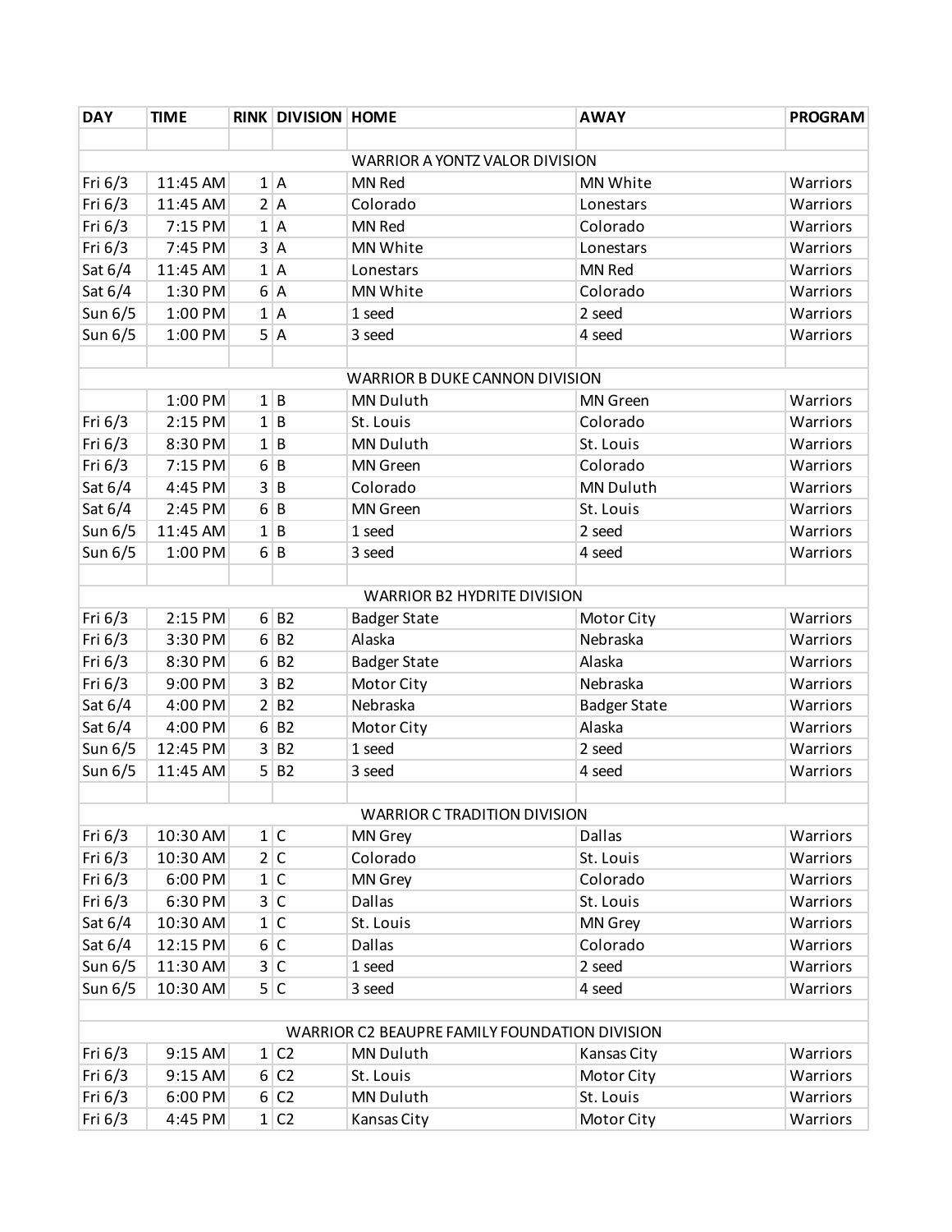| DAY | TIME | RINK | DIVISION | HOME | AWAY | PROGRAM |
|---|---|---|---|---|---|---|
| | | | | | | |
| | | | | WARRIOR A YONTZ VALOR DIVISION | | |
| Fri 6/3 | 11:45 AM | 1 | A | MN Red | MN White | Warriors |
| Fri 6/3 | 11:45 AM | 2 | A | Colorado | Lonestars | Warriors |
| Fri 6/3 | 7:15 PM | 1 | A | MN Red | Colorado | Warriors |
| Fri 6/3 | 7:45 PM | 3 | A | MN White | Lonestars | Warriors |
| Sat 6/4 | 11:45 AM | 1 | A | Lonestars | MN Red | Warriors |
| Sat 6/4 | 1:30 PM | 6 | A | MN White | Colorado | Warriors |
| Sun 6/5 | 1:00 PM | 1 | A | 1 seed | 2 seed | Warriors |
| Sun 6/5 | 1:00 PM | 5 | A | 3 seed | 4 seed | Warriors |
| | | | | | | |
| | | | | WARRIOR B DUKE CANNON DIVISION | | |
| | 1:00 PM | 1 | B | MN Duluth | MN Green | Warriors |
| Fri 6/3 | 2:15 PM | 1 | B | St. Louis | Colorado | Warriors |
| Fri 6/3 | 8:30 PM | 1 | B | MN Duluth | St. Louis | Warriors |
| Fri 6/3 | 7:15 PM | 6 | B | MN Green | Colorado | Warriors |
| Sat 6/4 | 4:45 PM | 3 | B | Colorado | MN Duluth | Warriors |
| Sat 6/4 | 2:45 PM | 6 | B | MN Green | St. Louis | Warriors |
| Sun 6/5 | 11:45 AM | 1 | B | 1 seed | 2 seed | Warriors |
| Sun 6/5 | 1:00 PM | 6 | B | 3 seed | 4 seed | Warriors |
| | | | | | | |
| | | | | WARRIOR B2 HYDRITE DIVISION | | |
| Fri 6/3 | 2:15 PM | 6 | B2 | Badger State | Motor City | Warriors |
| Fri 6/3 | 3:30 PM | 6 | B2 | Alaska | Nebraska | Warriors |
| Fri 6/3 | 8:30 PM | 6 | B2 | Badger State | Alaska | Warriors |
| Fri 6/3 | 9:00 PM | 3 | B2 | Motor City | Nebraska | Warriors |
| Sat 6/4 | 4:00 PM | 2 | B2 | Nebraska | Badger State | Warriors |
| Sat 6/4 | 4:00 PM | 6 | B2 | Motor City | Alaska | Warriors |
| Sun 6/5 | 12:45 PM | 3 | B2 | 1 seed | 2 seed | Warriors |
| Sun 6/5 | 11:45 AM | 5 | B2 | 3 seed | 4 seed | Warriors |
| | | | | | | |
| | | | | WARRIOR C TRADITION DIVISION | | |
| Fri 6/3 | 10:30 AM | 1 | C | MN Grey | Dallas | Warriors |
| Fri 6/3 | 10:30 AM | 2 | C | Colorado | St. Louis | Warriors |
| Fri 6/3 | 6:00 PM | 1 | C | MN Grey | Colorado | Warriors |
| Fri 6/3 | 6:30 PM | 3 | C | Dallas | St. Louis | Warriors |
| Sat 6/4 | 10:30 AM | 1 | C | St. Louis | MN Grey | Warriors |
| Sat 6/4 | 12:15 PM | 6 | C | Dallas | Colorado | Warriors |
| Sun 6/5 | 11:30 AM | 3 | C | 1 seed | 2 seed | Warriors |
| Sun 6/5 | 10:30 AM | 5 | C | 3 seed | 4 seed | Warriors |
| | | | | | | |
| | | | | WARRIOR C2 BEAUPRE FAMILY FOUNDATION DIVISION | | |
| Fri 6/3 | 9:15 AM | 1 | C2 | MN Duluth | Kansas City | Warriors |
| Fri 6/3 | 9:15 AM | 6 | C2 | St. Louis | Motor City | Warriors |
| Fri 6/3 | 6:00 PM | 6 | C2 | MN Duluth | St. Louis | Warriors |
| Fri 6/3 | 4:45 PM | 1 | C2 | Kansas City | Motor City | Warriors |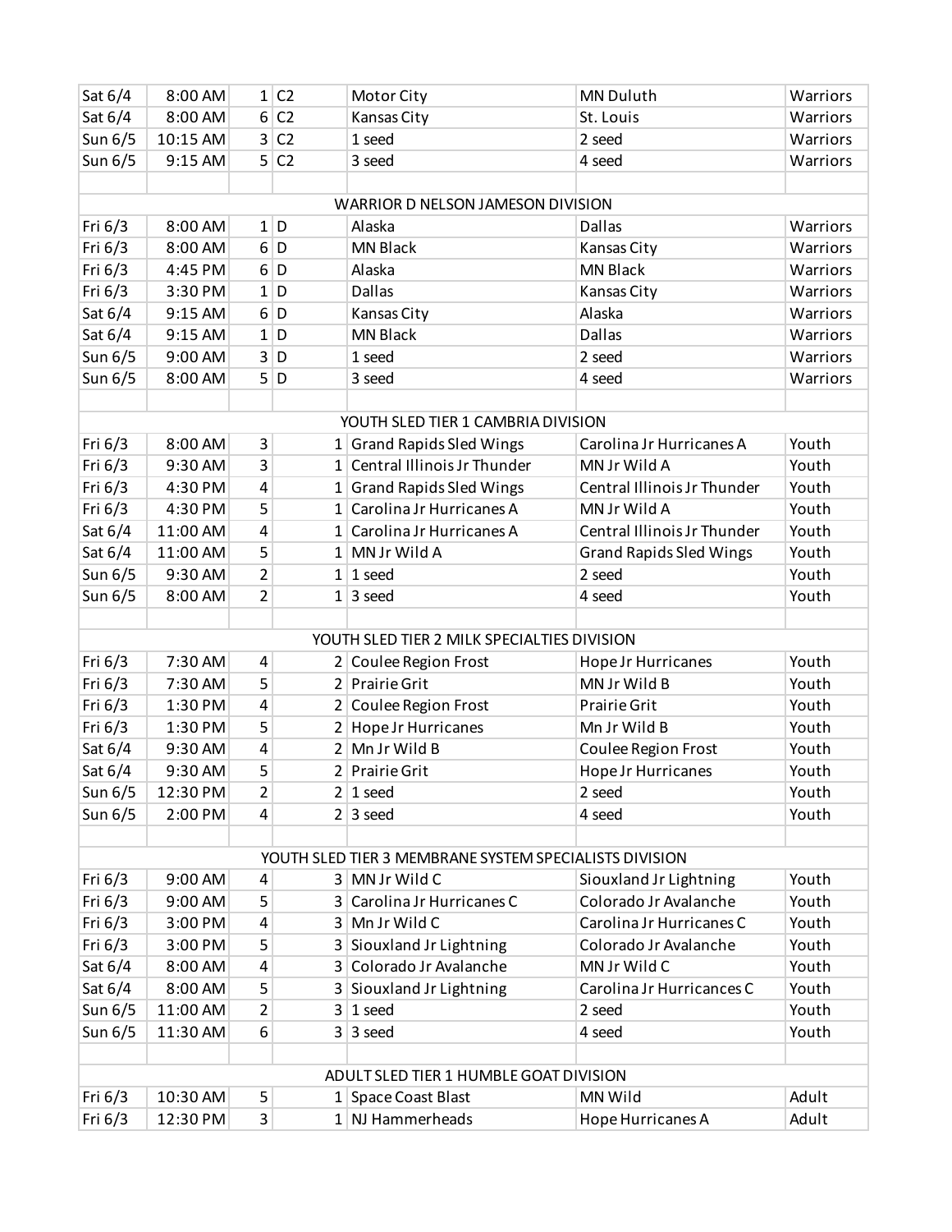| | | | | | | |
|---|---|---|---|---|---|---|
| Sat 6/4 | 8:00 AM | 1 | C2 | Motor City | MN Duluth | Warriors |
| Sat 6/4 | 8:00 AM | 6 | C2 | Kansas City | St. Louis | Warriors |
| Sun 6/5 | 10:15 AM | 3 | C2 | 1 seed | 2 seed | Warriors |
| Sun 6/5 | 9:15 AM | 5 | C2 | 3 seed | 4 seed | Warriors |
| | | | | | | |
| WARRIOR D NELSON JAMESON DIVISION | | | | | | |
| Fri 6/3 | 8:00 AM | 1 | D | Alaska | Dallas | Warriors |
| Fri 6/3 | 8:00 AM | 6 | D | MN Black | Kansas City | Warriors |
| Fri 6/3 | 4:45 PM | 6 | D | Alaska | MN Black | Warriors |
| Fri 6/3 | 3:30 PM | 1 | D | Dallas | Kansas City | Warriors |
| Sat 6/4 | 9:15 AM | 6 | D | Kansas City | Alaska | Warriors |
| Sat 6/4 | 9:15 AM | 1 | D | MN Black | Dallas | Warriors |
| Sun 6/5 | 9:00 AM | 3 | D | 1 seed | 2 seed | Warriors |
| Sun 6/5 | 8:00 AM | 5 | D | 3 seed | 4 seed | Warriors |
| | | | | | | |
| YOUTH SLED TIER 1 CAMBRIA DIVISION | | | | | | |
| Fri 6/3 | 8:00 AM | 3 | 1 | Grand Rapids Sled Wings | Carolina Jr Hurricanes A | Youth |
| Fri 6/3 | 9:30 AM | 3 | 1 | Central Illinois Jr Thunder | MN Jr Wild A | Youth |
| Fri 6/3 | 4:30 PM | 4 | 1 | Grand Rapids Sled Wings | Central Illinois Jr Thunder | Youth |
| Fri 6/3 | 4:30 PM | 5 | 1 | Carolina Jr Hurricanes A | MN Jr Wild A | Youth |
| Sat 6/4 | 11:00 AM | 4 | 1 | Carolina Jr Hurricanes A | Central Illinois Jr Thunder | Youth |
| Sat 6/4 | 11:00 AM | 5 | 1 | MN Jr Wild A | Grand Rapids Sled Wings | Youth |
| Sun 6/5 | 9:30 AM | 2 | 1 | 1 seed | 2 seed | Youth |
| Sun 6/5 | 8:00 AM | 2 | 1 | 3 seed | 4 seed | Youth |
| | | | | | | |
| YOUTH SLED TIER 2 MILK SPECIALTIES DIVISION | | | | | | |
| Fri 6/3 | 7:30 AM | 4 | 2 | Coulee Region Frost | Hope Jr Hurricanes | Youth |
| Fri 6/3 | 7:30 AM | 5 | 2 | Prairie Grit | MN Jr Wild B | Youth |
| Fri 6/3 | 1:30 PM | 4 | 2 | Coulee Region Frost | Prairie Grit | Youth |
| Fri 6/3 | 1:30 PM | 5 | 2 | Hope Jr Hurricanes | Mn Jr Wild B | Youth |
| Sat 6/4 | 9:30 AM | 4 | 2 | Mn Jr Wild B | Coulee Region Frost | Youth |
| Sat 6/4 | 9:30 AM | 5 | 2 | Prairie Grit | Hope Jr Hurricanes | Youth |
| Sun 6/5 | 12:30 PM | 2 | 2 | 1 seed | 2 seed | Youth |
| Sun 6/5 | 2:00 PM | 4 | 2 | 3 seed | 4 seed | Youth |
| | | | | | | |
| YOUTH SLED TIER 3 MEMBRANE SYSTEM SPECIALISTS DIVISION | | | | | | |
| Fri 6/3 | 9:00 AM | 4 | 3 | MN Jr Wild C | Siouxland Jr Lightning | Youth |
| Fri 6/3 | 9:00 AM | 5 | 3 | Carolina Jr Hurricanes C | Colorado Jr Avalanche | Youth |
| Fri 6/3 | 3:00 PM | 4 | 3 | Mn Jr Wild C | Carolina Jr Hurricanes C | Youth |
| Fri 6/3 | 3:00 PM | 5 | 3 | Siouxland Jr Lightning | Colorado Jr Avalanche | Youth |
| Sat 6/4 | 8:00 AM | 4 | 3 | Colorado Jr Avalanche | MN Jr Wild C | Youth |
| Sat 6/4 | 8:00 AM | 5 | 3 | Siouxland Jr Lightning | Carolina Jr Hurricances C | Youth |
| Sun 6/5 | 11:00 AM | 2 | 3 | 1 seed | 2 seed | Youth |
| Sun 6/5 | 11:30 AM | 6 | 3 | 3 seed | 4 seed | Youth |
| | | | | | | |
| ADULT SLED TIER 1 HUMBLE GOAT DIVISION | | | | | | |
| Fri 6/3 | 10:30 AM | 5 | 1 | Space Coast Blast | MN Wild | Adult |
| Fri 6/3 | 12:30 PM | 3 | 1 | NJ Hammerheads | Hope Hurricanes A | Adult |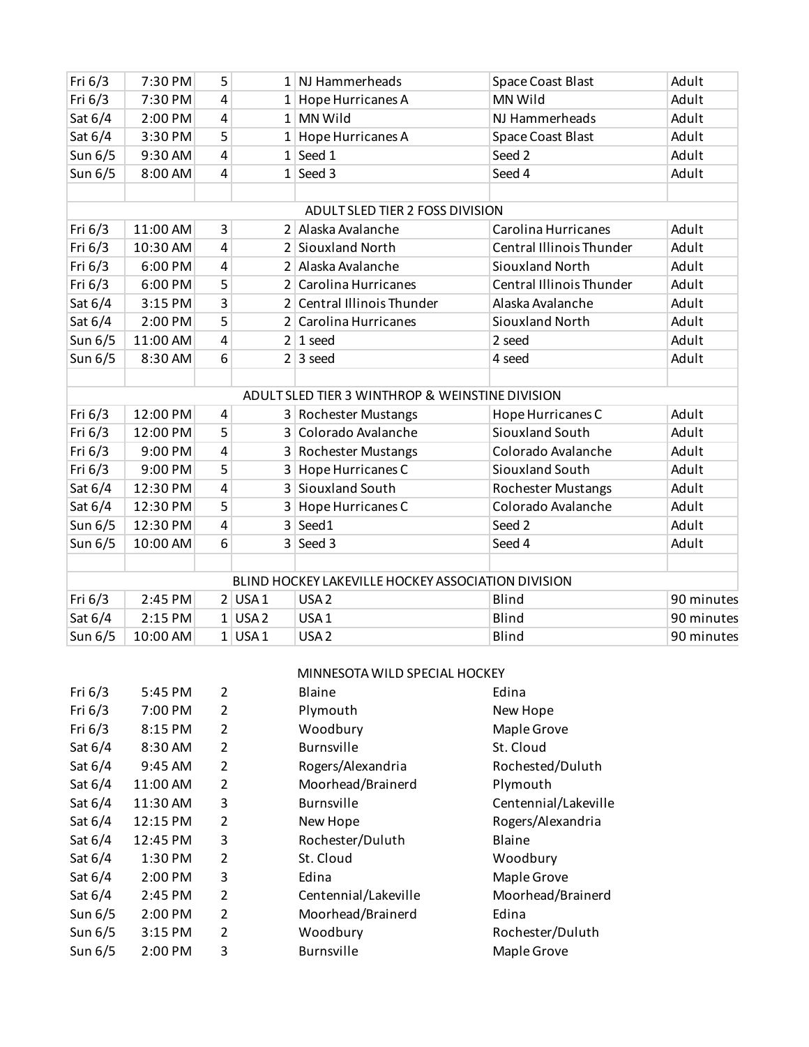| | | | | | | |
|---|---|---|---|---|---|---|
| Fri 6/3 | 7:30 PM | 5 | 1 | NJ Hammerheads | Space Coast Blast | Adult |
| Fri 6/3 | 7:30 PM | 4 | 1 | Hope Hurricanes A | MN Wild | Adult |
| Sat 6/4 | 2:00 PM | 4 | 1 | MN Wild | NJ Hammerheads | Adult |
| Sat 6/4 | 3:30 PM | 5 | 1 | Hope Hurricanes A | Space Coast Blast | Adult |
| Sun 6/5 | 9:30 AM | 4 | 1 | Seed 1 | Seed 2 | Adult |
| Sun 6/5 | 8:00 AM | 4 | 1 | Seed 3 | Seed 4 | Adult |
| | | | | | | |
| ADULT SLED TIER 2 FOSS DIVISION | | | | | | |
| Fri 6/3 | 11:00 AM | 3 | 2 | Alaska Avalanche | Carolina Hurricanes | Adult |
| Fri 6/3 | 10:30 AM | 4 | 2 | Siouxland North | Central Illinois Thunder | Adult |
| Fri 6/3 | 6:00 PM | 4 | 2 | Alaska Avalanche | Siouxland North | Adult |
| Fri 6/3 | 6:00 PM | 5 | 2 | Carolina Hurricanes | Central Illinois Thunder | Adult |
| Sat 6/4 | 3:15 PM | 3 | 2 | Central Illinois Thunder | Alaska Avalanche | Adult |
| Sat 6/4 | 2:00 PM | 5 | 2 | Carolina Hurricanes | Siouxland North | Adult |
| Sun 6/5 | 11:00 AM | 4 | 2 | 1 seed | 2 seed | Adult |
| Sun 6/5 | 8:30 AM | 6 | 2 | 3 seed | 4 seed | Adult |
| | | | | | | |
| ADULT SLED TIER 3 WINTHROP & WEINSTINE DIVISION | | | | | | |
| Fri 6/3 | 12:00 PM | 4 | 3 | Rochester Mustangs | Hope Hurricanes C | Adult |
| Fri 6/3 | 12:00 PM | 5 | 3 | Colorado Avalanche | Siouxland South | Adult |
| Fri 6/3 | 9:00 PM | 4 | 3 | Rochester Mustangs | Colorado Avalanche | Adult |
| Fri 6/3 | 9:00 PM | 5 | 3 | Hope Hurricanes C | Siouxland South | Adult |
| Sat 6/4 | 12:30 PM | 4 | 3 | Siouxland South | Rochester Mustangs | Adult |
| Sat 6/4 | 12:30 PM | 5 | 3 | Hope Hurricanes C | Colorado Avalanche | Adult |
| Sun 6/5 | 12:30 PM | 4 | 3 | Seed1 | Seed 2 | Adult |
| Sun 6/5 | 10:00 AM | 6 | 3 | Seed 3 | Seed 4 | Adult |
| | | | | | | |
| BLIND HOCKEY LAKEVILLE HOCKEY ASSOCIATION DIVISION | | | | | | |
| Fri 6/3 | 2:45 PM | 2 | USA 1 | USA 2 | Blind | 90 minutes |
| Sat 6/4 | 2:15 PM | 1 | USA 2 | USA 1 | Blind | 90 minutes |
| Sun 6/5 | 10:00 AM | 1 | USA 1 | USA 2 | Blind | 90 minutes |

MINNESOTA WILD SPECIAL HOCKEY

| | | | | |
|---|---|---|---|---|
| Fri 6/3 | 5:45 PM | 2 | Blaine | Edina |
| Fri 6/3 | 7:00 PM | 2 | Plymouth | New Hope |
| Fri 6/3 | 8:15 PM | 2 | Woodbury | Maple Grove |
| Sat 6/4 | 8:30 AM | 2 | Burnsville | St. Cloud |
| Sat 6/4 | 9:45 AM | 2 | Rogers/Alexandria | Rochested/Duluth |
| Sat 6/4 | 11:00 AM | 2 | Moorhead/Brainerd | Plymouth |
| Sat 6/4 | 11:30 AM | 3 | Burnsville | Centennial/Lakeville |
| Sat 6/4 | 12:15 PM | 2 | New Hope | Rogers/Alexandria |
| Sat 6/4 | 12:45 PM | 3 | Rochester/Duluth | Blaine |
| Sat 6/4 | 1:30 PM | 2 | St. Cloud | Woodbury |
| Sat 6/4 | 2:00 PM | 3 | Edina | Maple Grove |
| Sat 6/4 | 2:45 PM | 2 | Centennial/Lakeville | Moorhead/Brainerd |
| Sun 6/5 | 2:00 PM | 2 | Moorhead/Brainerd | Edina |
| Sun 6/5 | 3:15 PM | 2 | Woodbury | Rochester/Duluth |
| Sun 6/5 | 2:00 PM | 3 | Burnsville | Maple Grove |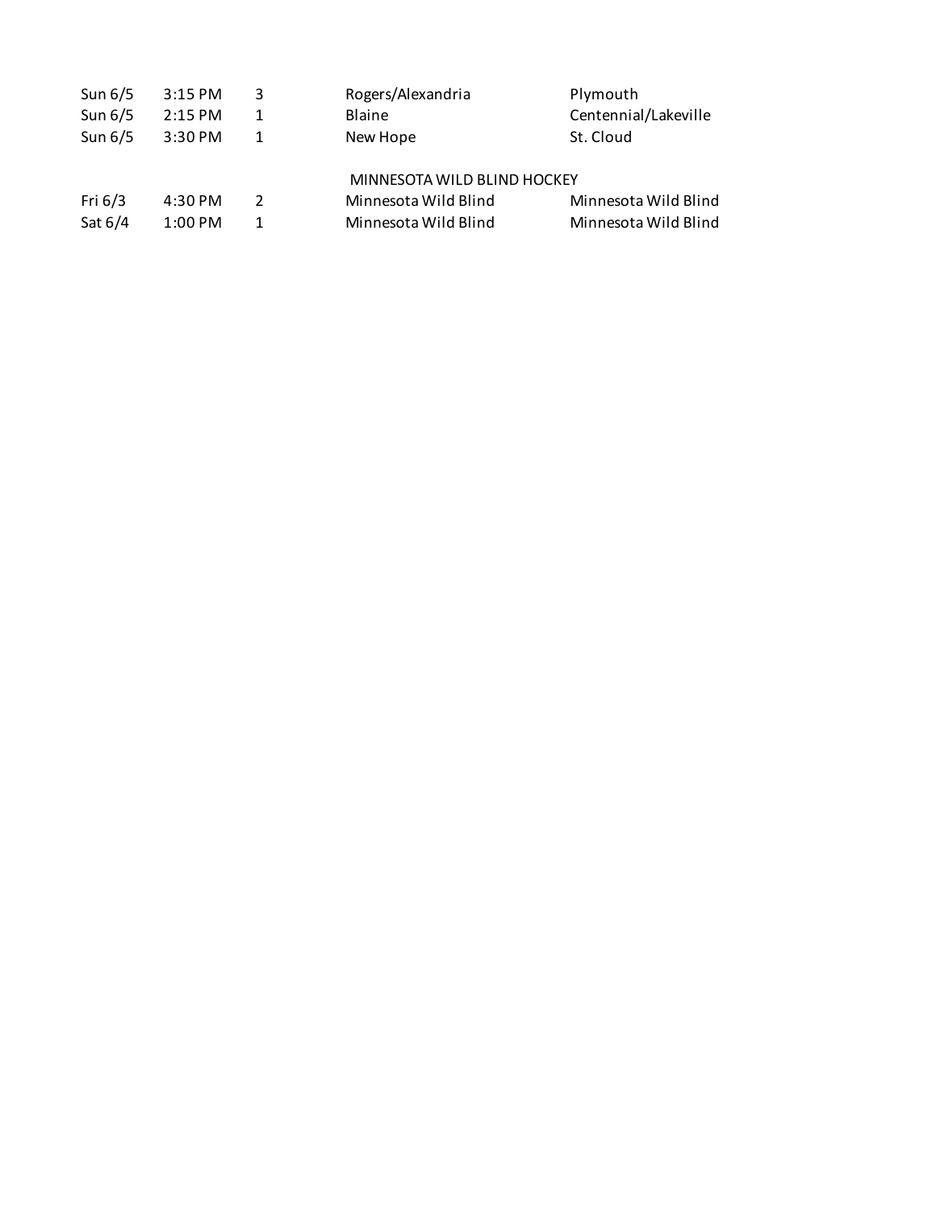| | | | | |
|---|---|---|---|---|
| Sun 6/5 | 3:15 PM | 3 | Rogers/Alexandria | Plymouth |
| Sun 6/5 | 2:15 PM | 1 | Blaine | Centennial/Lakeville |
| Sun 6/5 | 3:30 PM | 1 | New Hope | St. Cloud |

MINNESOTA WILD BLIND HOCKEY

| | | | | |
|---|---|---|---|---|
| Fri 6/3 | 4:30 PM | 2 | Minnesota Wild Blind | Minnesota Wild Blind |
| Sat 6/4 | 1:00 PM | 1 | Minnesota Wild Blind | Minnesota Wild Blind |